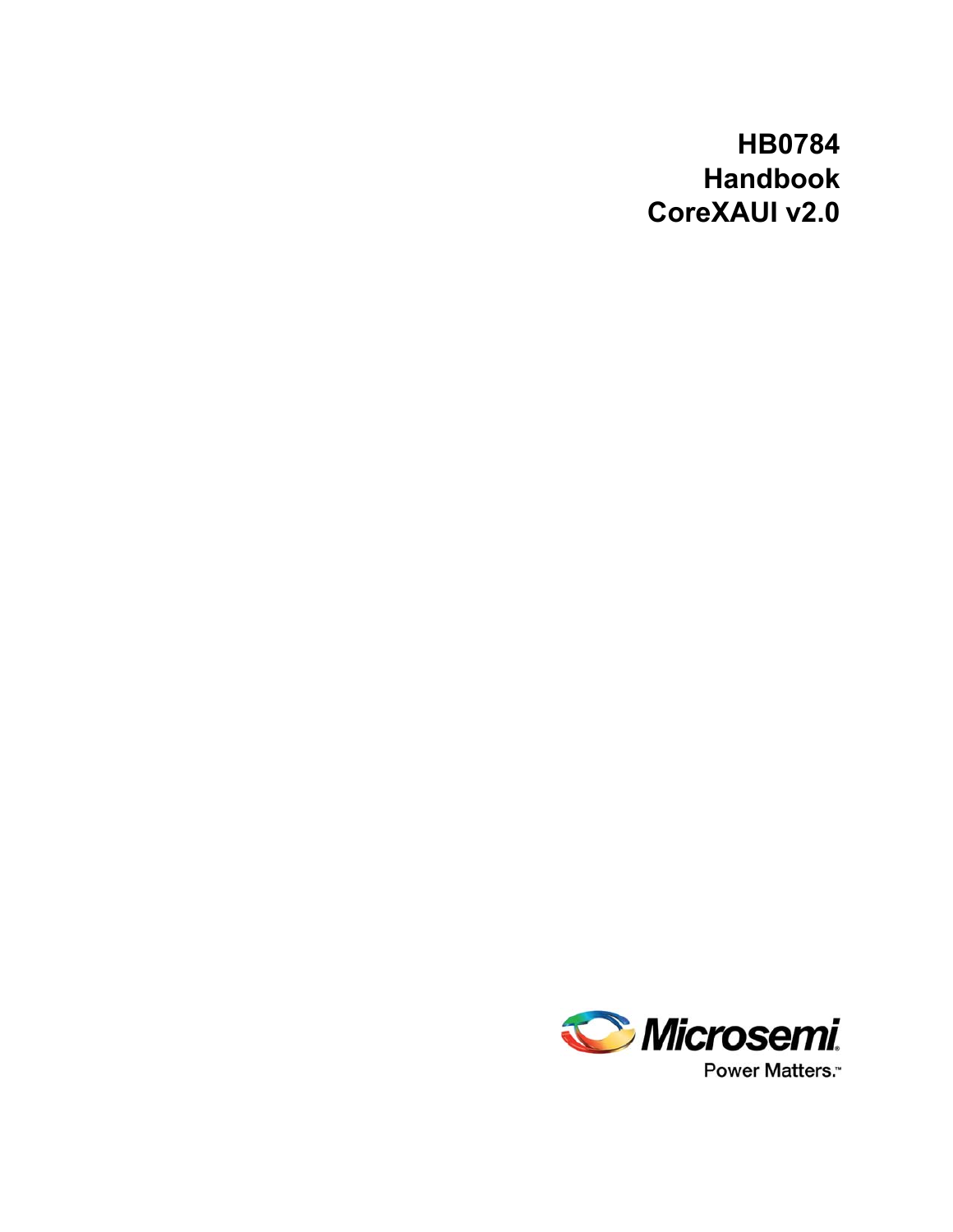# HB0784
# Handbook
# CoreXAUI v2.0

Microsemi

Power Matters.™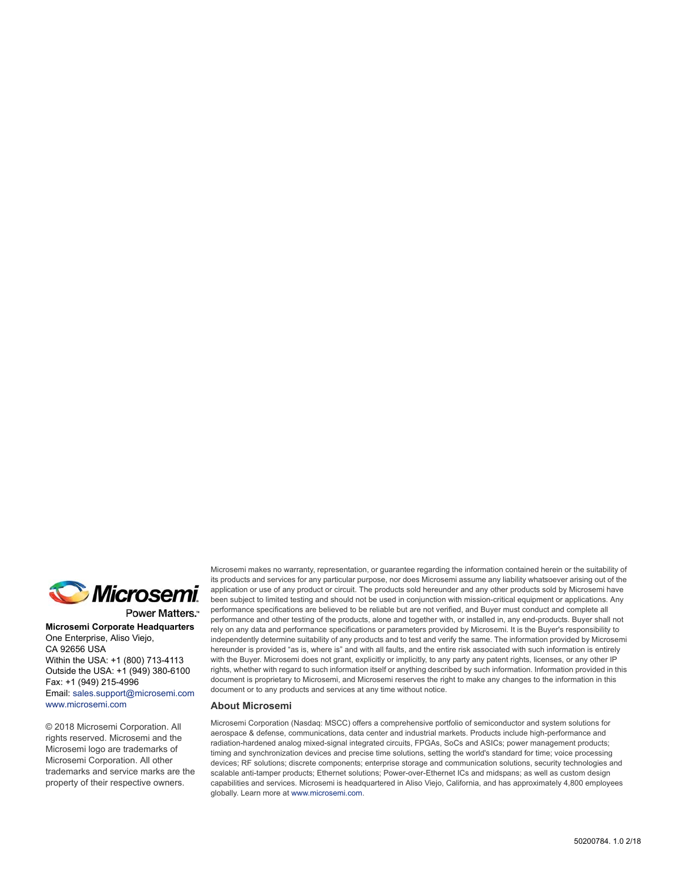Power Matters.™

**Microsemi Corporate Headquarters**
One Enterprise, Aliso Viejo,
CA 92656 USA
Within the USA: +1 (800) 713-4113
Outside the USA: +1 (949) 380-6100
Fax: +1 (949) 215-4996
Email: sales.support@microsemi.com
www.microsemi.com

© 2018 Microsemi Corporation. All rights reserved. Microsemi and the Microsemi logo are trademarks of Microsemi Corporation. All other trademarks and service marks are the property of their respective owners.

Microsemi makes no warranty, representation, or guarantee regarding the information contained herein or the suitability of its products and services for any particular purpose, nor does Microsemi assume any liability whatsoever arising out of the application or use of any product or circuit. The products sold hereunder and any other products sold by Microsemi have been subject to limited testing and should not be used in conjunction with mission-critical equipment or applications. Any performance specifications are believed to be reliable but are not verified, and Buyer must conduct and complete all performance and other testing of the products, alone and together with, or installed in, any end-products. Buyer shall not rely on any data and performance specifications or parameters provided by Microsemi. It is the Buyer's responsibility to independently determine suitability of any products and to test and verify the same. The information provided by Microsemi hereunder is provided "as is, where is" and with all faults, and the entire risk associated with such information is entirely with the Buyer. Microsemi does not grant, explicitly or implicitly, to any party any patent rights, licenses, or any other IP rights, whether with regard to such information itself or anything described by such information. Information provided in this document is proprietary to Microsemi, and Microsemi reserves the right to make any changes to the information in this document or to any products and services at any time without notice.

### About Microsemi

Microsemi Corporation (Nasdaq: MSCC) offers a comprehensive portfolio of semiconductor and system solutions for aerospace & defense, communications, data center and industrial markets. Products include high-performance and radiation-hardened analog mixed-signal integrated circuits, FPGAs, SoCs and ASICs; power management products; timing and synchronization devices and precise time solutions, setting the world's standard for time; voice processing devices; RF solutions; discrete components; enterprise storage and communication solutions, security technologies and scalable anti-tamper products; Ethernet solutions; Power-over-Ethernet ICs and midspans; as well as custom design capabilities and services. Microsemi is headquartered in Aliso Viejo, California, and has approximately 4,800 employees globally. Learn more at www.microsemi.com.

50200784. 1.0 2/18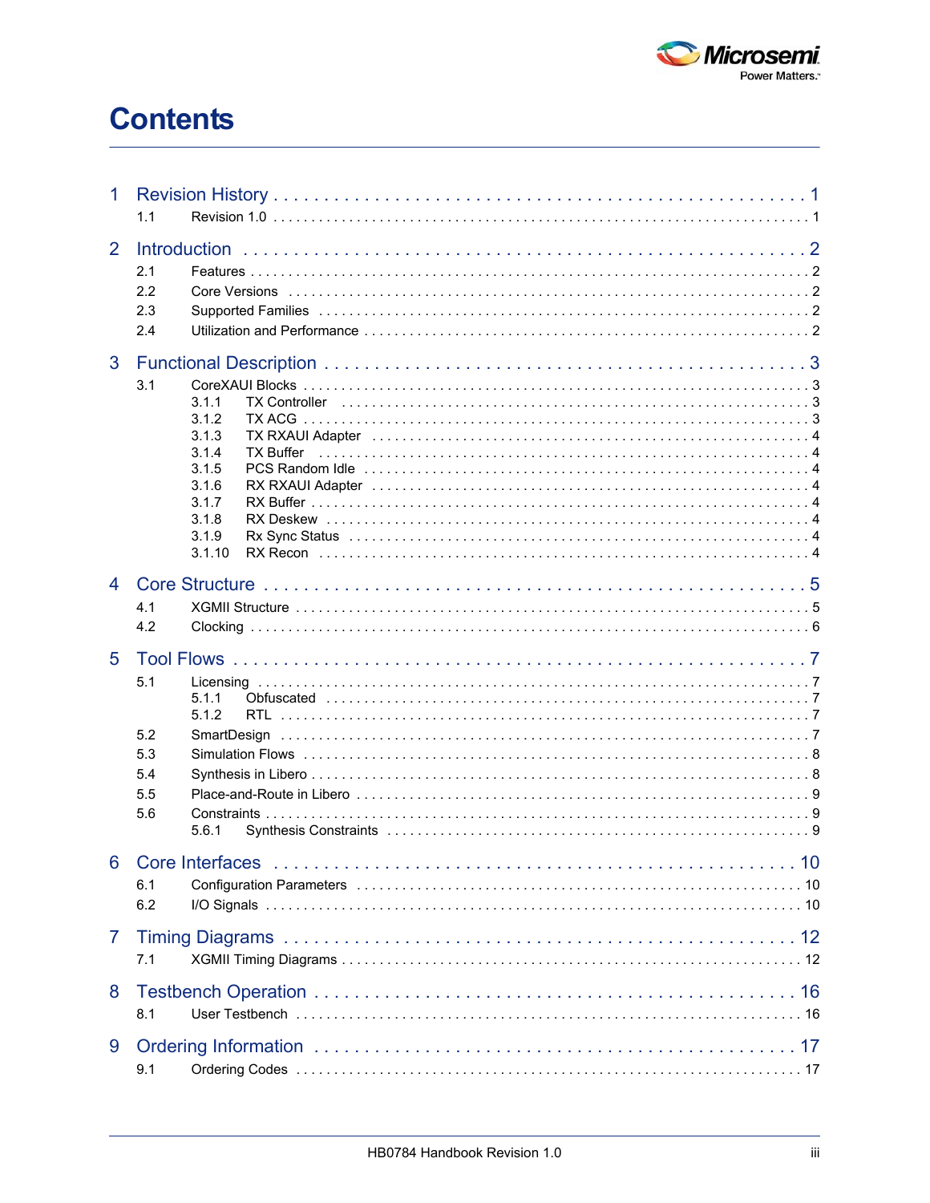# Contents

1 Revision History . . . . . . . . . . . . . . . . . . . . . . . . . . . . . . . . . . . . . . . . . . . . . . . . . . . 1
- 1.1 Revision 1.0 . . . . . . . . . . . . . . . . . . . . . . . . . . . . . . . . . . . . . . . . . . . . . . . . . . . . 1

2 Introduction . . . . . . . . . . . . . . . . . . . . . . . . . . . . . . . . . . . . . . . . . . . . . . . . . . . . 2
- 2.1 Features . . . . . . . . . . . . . . . . . . . . . . . . . . . . . . . . . . . . . . . . . . . . . . . . . . . . . 2
- 2.2 Core Versions . . . . . . . . . . . . . . . . . . . . . . . . . . . . . . . . . . . . . . . . . . . . . . . . . 2
- 2.3 Supported Families . . . . . . . . . . . . . . . . . . . . . . . . . . . . . . . . . . . . . . . . . . . . . . 2
- 2.4 Utilization and Performance . . . . . . . . . . . . . . . . . . . . . . . . . . . . . . . . . . . . . . . 2

3 Functional Description . . . . . . . . . . . . . . . . . . . . . . . . . . . . . . . . . . . . . . . . . . . . 3
- 3.1 CoreXAUI Blocks . . . . . . . . . . . . . . . . . . . . . . . . . . . . . . . . . . . . . . . . . . . . . . . 3
  - 3.1.1 TX Controller . . . . . . . . . . . . . . . . . . . . . . . . . . . . . . . . . . . . . . . . . . . . . 3
  - 3.1.2 TX ACG . . . . . . . . . . . . . . . . . . . . . . . . . . . . . . . . . . . . . . . . . . . . . . . . 3
  - 3.1.3 TX RXAUI Adapter . . . . . . . . . . . . . . . . . . . . . . . . . . . . . . . . . . . . . . . . 4
  - 3.1.4 TX Buffer . . . . . . . . . . . . . . . . . . . . . . . . . . . . . . . . . . . . . . . . . . . . . . . 4
  - 3.1.5 PCS Random Idle . . . . . . . . . . . . . . . . . . . . . . . . . . . . . . . . . . . . . . . . . 4
  - 3.1.6 RX RXAUI Adapter . . . . . . . . . . . . . . . . . . . . . . . . . . . . . . . . . . . . . . . . 4
  - 3.1.7 RX Buffer . . . . . . . . . . . . . . . . . . . . . . . . . . . . . . . . . . . . . . . . . . . . . . . 4
  - 3.1.8 RX Deskew . . . . . . . . . . . . . . . . . . . . . . . . . . . . . . . . . . . . . . . . . . . . . 4
  - 3.1.9 Rx Sync Status . . . . . . . . . . . . . . . . . . . . . . . . . . . . . . . . . . . . . . . . . . . 4
  - 3.1.10 RX Recon . . . . . . . . . . . . . . . . . . . . . . . . . . . . . . . . . . . . . . . . . . . . . . 4

4 Core Structure . . . . . . . . . . . . . . . . . . . . . . . . . . . . . . . . . . . . . . . . . . . . . . . . . . 5
- 4.1 XGMII Structure . . . . . . . . . . . . . . . . . . . . . . . . . . . . . . . . . . . . . . . . . . . . . . . 5
- 4.2 Clocking . . . . . . . . . . . . . . . . . . . . . . . . . . . . . . . . . . . . . . . . . . . . . . . . . . . . . 6

5 Tool Flows . . . . . . . . . . . . . . . . . . . . . . . . . . . . . . . . . . . . . . . . . . . . . . . . . . . . . 7
- 5.1 Licensing . . . . . . . . . . . . . . . . . . . . . . . . . . . . . . . . . . . . . . . . . . . . . . . . . . . . . 7
  - 5.1.1 Obfuscated . . . . . . . . . . . . . . . . . . . . . . . . . . . . . . . . . . . . . . . . . . . . . . 7
  - 5.1.2 RTL . . . . . . . . . . . . . . . . . . . . . . . . . . . . . . . . . . . . . . . . . . . . . . . . . . . 7
- 5.2 SmartDesign . . . . . . . . . . . . . . . . . . . . . . . . . . . . . . . . . . . . . . . . . . . . . . . . . . 7
- 5.3 Simulation Flows . . . . . . . . . . . . . . . . . . . . . . . . . . . . . . . . . . . . . . . . . . . . . . . 8
- 5.4 Synthesis in Libero . . . . . . . . . . . . . . . . . . . . . . . . . . . . . . . . . . . . . . . . . . . . . 8
- 5.5 Place-and-Route in Libero . . . . . . . . . . . . . . . . . . . . . . . . . . . . . . . . . . . . . . . . 9
- 5.6 Constraints . . . . . . . . . . . . . . . . . . . . . . . . . . . . . . . . . . . . . . . . . . . . . . . . . . . 9
  - 5.6.1 Synthesis Constraints . . . . . . . . . . . . . . . . . . . . . . . . . . . . . . . . . . . . . . . 9

6 Core Interfaces . . . . . . . . . . . . . . . . . . . . . . . . . . . . . . . . . . . . . . . . . . . . . . . . . 10
- 6.1 Configuration Parameters . . . . . . . . . . . . . . . . . . . . . . . . . . . . . . . . . . . . . . . . 10
- 6.2 I/O Signals . . . . . . . . . . . . . . . . . . . . . . . . . . . . . . . . . . . . . . . . . . . . . . . . . . . 10

7 Timing Diagrams . . . . . . . . . . . . . . . . . . . . . . . . . . . . . . . . . . . . . . . . . . . . . . . . 12
- 7.1 XGMII Timing Diagrams . . . . . . . . . . . . . . . . . . . . . . . . . . . . . . . . . . . . . . . . . 12

8 Testbench Operation . . . . . . . . . . . . . . . . . . . . . . . . . . . . . . . . . . . . . . . . . . . . . 16
- 8.1 User Testbench . . . . . . . . . . . . . . . . . . . . . . . . . . . . . . . . . . . . . . . . . . . . . . . 16

9 Ordering Information . . . . . . . . . . . . . . . . . . . . . . . . . . . . . . . . . . . . . . . . . . . . 17
- 9.1 Ordering Codes . . . . . . . . . . . . . . . . . . . . . . . . . . . . . . . . . . . . . . . . . . . . . . . 17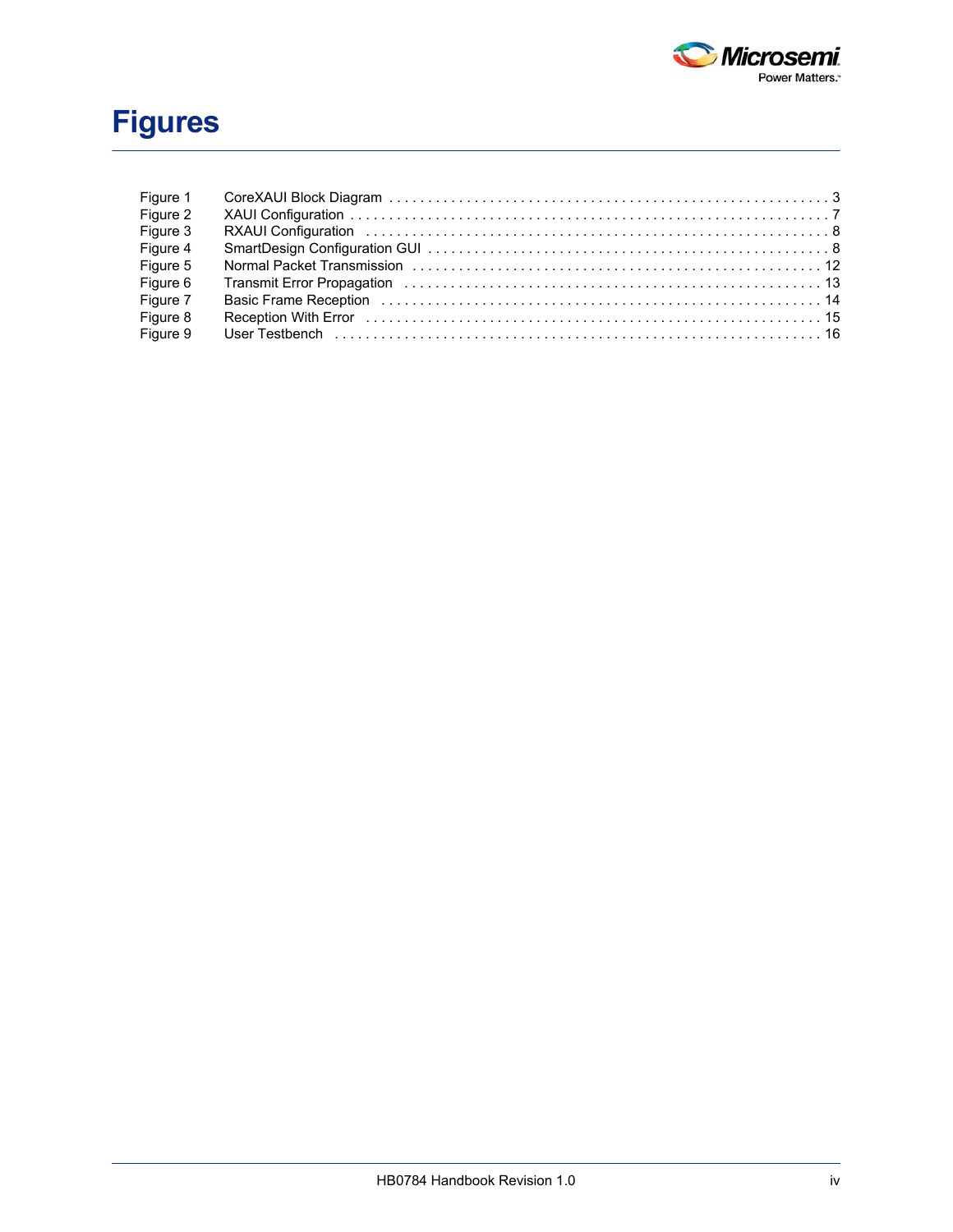# Figures

| | | |
|---|---|---|
| Figure 1 | CoreXAUI Block Diagram | 3 |
| Figure 2 | XAUI Configuration | 7 |
| Figure 3 | RXAUI Configuration | 8 |
| Figure 4 | SmartDesign Configuration GUI | 8 |
| Figure 5 | Normal Packet Transmission | 12 |
| Figure 6 | Transmit Error Propagation | 13 |
| Figure 7 | Basic Frame Reception | 14 |
| Figure 8 | Reception With Error | 15 |
| Figure 9 | User Testbench | 16 |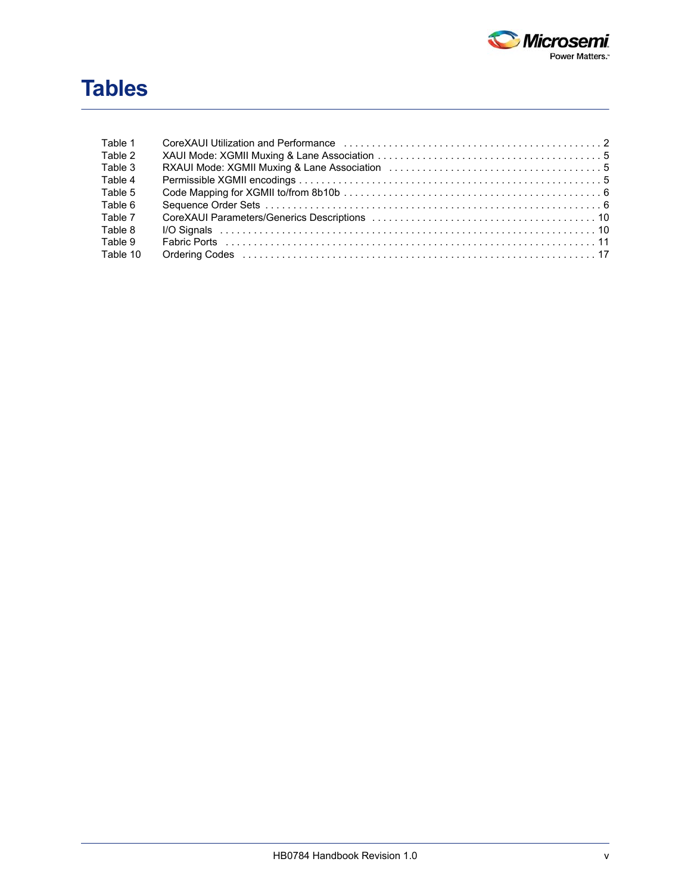# Tables

| | | |
|---|---|---|
| Table 1 | CoreXAUI Utilization and Performance | 2 |
| Table 2 | XAUI Mode: XGMII Muxing & Lane Association | 5 |
| Table 3 | RXAUI Mode: XGMII Muxing & Lane Association | 5 |
| Table 4 | Permissible XGMII encodings | 5 |
| Table 5 | Code Mapping for XGMII to/from 8b10b | 6 |
| Table 6 | Sequence Order Sets | 6 |
| Table 7 | CoreXAUI Parameters/Generics Descriptions | 10 |
| Table 8 | I/O Signals | 10 |
| Table 9 | Fabric Ports | 11 |
| Table 10 | Ordering Codes | 17 |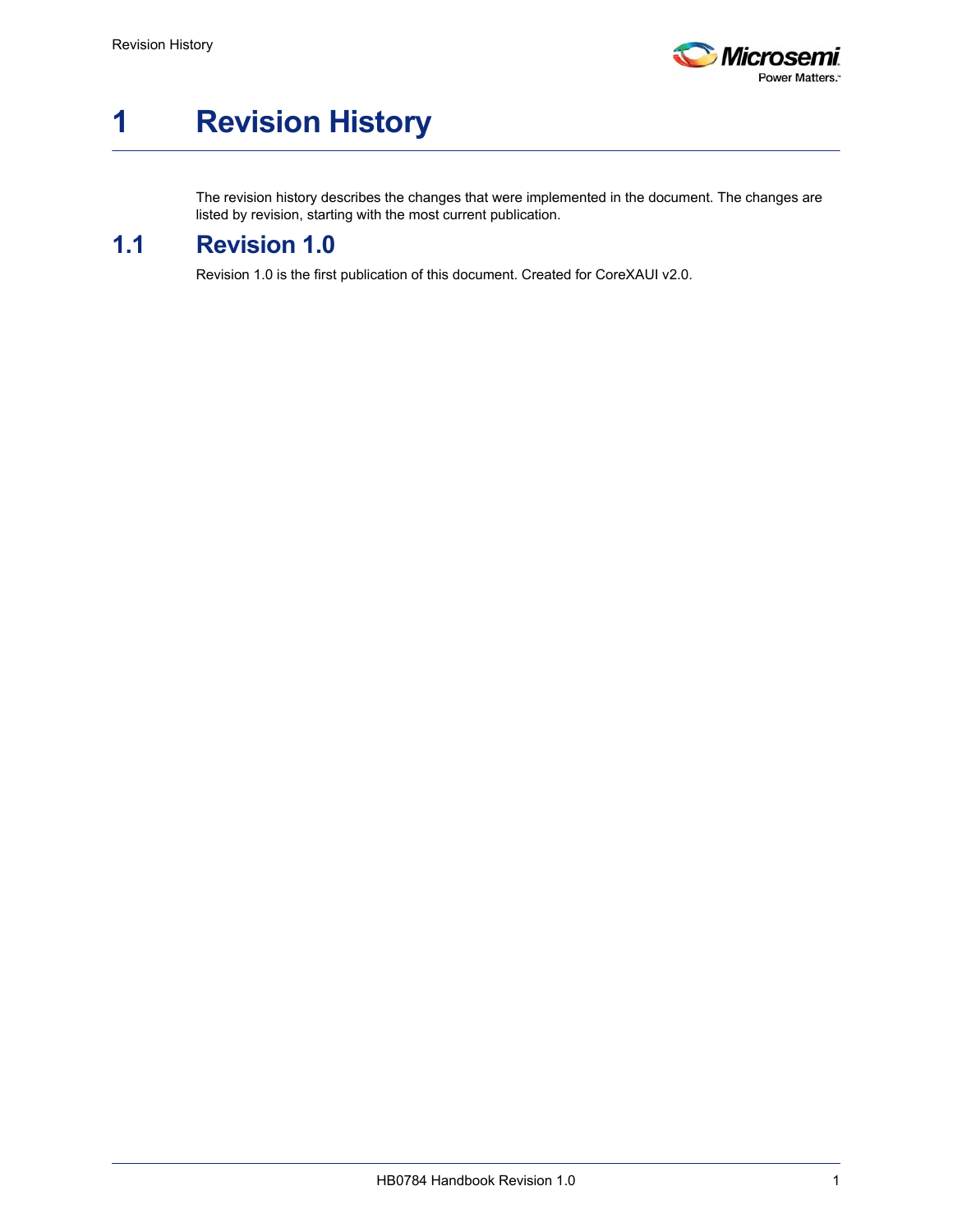# 1 Revision History

The revision history describes the changes that were implemented in the document. The changes are listed by revision, starting with the most current publication.

## 1.1 Revision 1.0

Revision 1.0 is the first publication of this document. Created for CoreXAUI v2.0.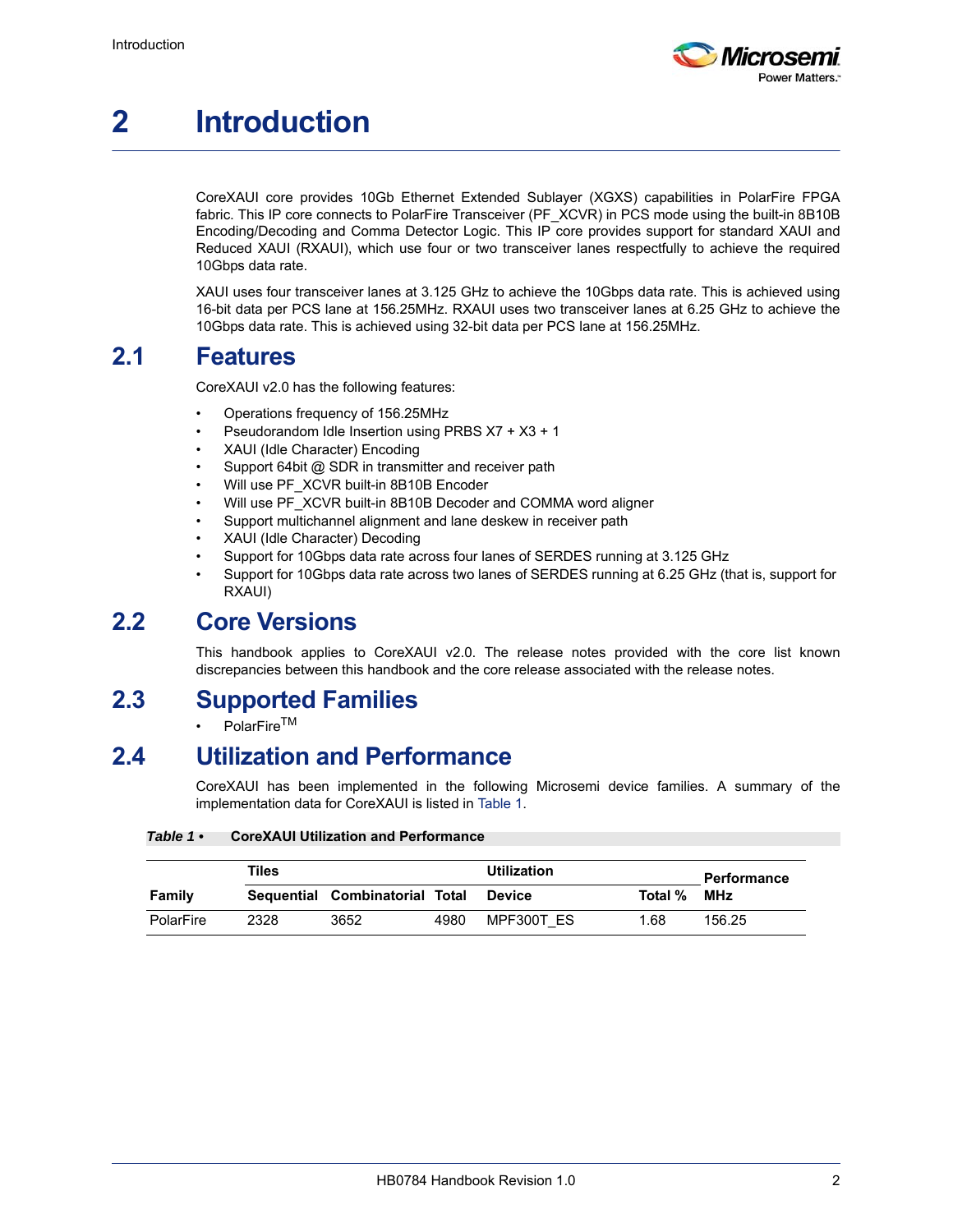# 2 Introduction

CoreXAUI core provides 10Gb Ethernet Extended Sublayer (XGXS) capabilities in PolarFire FPGA fabric. This IP core connects to PolarFire Transceiver (PF_XCVR) in PCS mode using the built-in 8B10B Encoding/Decoding and Comma Detector Logic. This IP core provides support for standard XAUI and Reduced XAUI (RXAUI), which use four or two transceiver lanes respectfully to achieve the required 10Gbps data rate.

XAUI uses four transceiver lanes at 3.125 GHz to achieve the 10Gbps data rate. This is achieved using 16-bit data per PCS lane at 156.25MHz. RXAUI uses two transceiver lanes at 6.25 GHz to achieve the 10Gbps data rate. This is achieved using 32-bit data per PCS lane at 156.25MHz.

## 2.1 Features

CoreXAUI v2.0 has the following features:

- Operations frequency of 156.25MHz
- Pseudorandom Idle Insertion using PRBS X7 + X3 + 1
- XAUI (Idle Character) Encoding
- Support 64bit @ SDR in transmitter and receiver path
- Will use PF_XCVR built-in 8B10B Encoder
- Will use PF_XCVR built-in 8B10B Decoder and COMMA word aligner
- Support multichannel alignment and lane deskew in receiver path
- XAUI (Idle Character) Decoding
- Support for 10Gbps data rate across four lanes of SERDES running at 3.125 GHz
- Support for 10Gbps data rate across two lanes of SERDES running at 6.25 GHz (that is, support for RXAUI)

## 2.2 Core Versions

This handbook applies to CoreXAUI v2.0. The release notes provided with the core list known discrepancies between this handbook and the core release associated with the release notes.

## 2.3 Supported Families

- PolarFire™

## 2.4 Utilization and Performance

CoreXAUI has been implemented in the following Microsemi device families. A summary of the implementation data for CoreXAUI is listed in Table 1.

***Table 1 •*** **CoreXAUI Utilization and Performance**

| | Tiles | | | Utilization | | Performance |
|---|---|---|---|---|---|---|
| **Family** | **Sequential** | **Combinatorial** | **Total** | **Device** | **Total %** | **MHz** |
| PolarFire | 2328 | 3652 | 4980 | MPF300T_ES | 1.68 | 156.25 |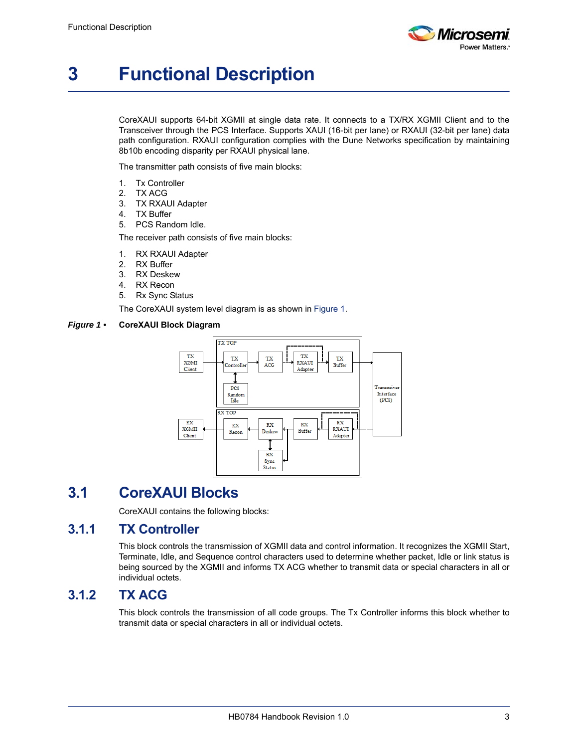# 3 Functional Description

CoreXAUI supports 64-bit XGMII at single data rate. It connects to a TX/RX XGMII Client and to the Transceiver through the PCS Interface. Supports XAUI (16-bit per lane) or RXAUI (32-bit per lane) data path configuration. RXAUI configuration complies with the Dune Networks specification by maintaining 8b10b encoding disparity per RXAUI physical lane.

The transmitter path consists of five main blocks:

1. Tx Controller
2. TX ACG
3. TX RXAUI Adapter
4. TX Buffer
5. PCS Random Idle.

The receiver path consists of five main blocks:

1. RX RXAUI Adapter
2. RX Buffer
3. RX Deskew
4. RX Recon
5. Rx Sync Status

The CoreXAUI system level diagram is as shown in Figure 1.

***Figure 1 •*** **CoreXAUI Block Diagram**

## 3.1 CoreXAUI Blocks

CoreXAUI contains the following blocks:

### 3.1.1 TX Controller

This block controls the transmission of XGMII data and control information. It recognizes the XGMII Start, Terminate, Idle, and Sequence control characters used to determine whether packet, Idle or link status is being sourced by the XGMII and informs TX ACG whether to transmit data or special characters in all or individual octets.

### 3.1.2 TX ACG

This block controls the transmission of all code groups. The Tx Controller informs this block whether to transmit data or special characters in all or individual octets.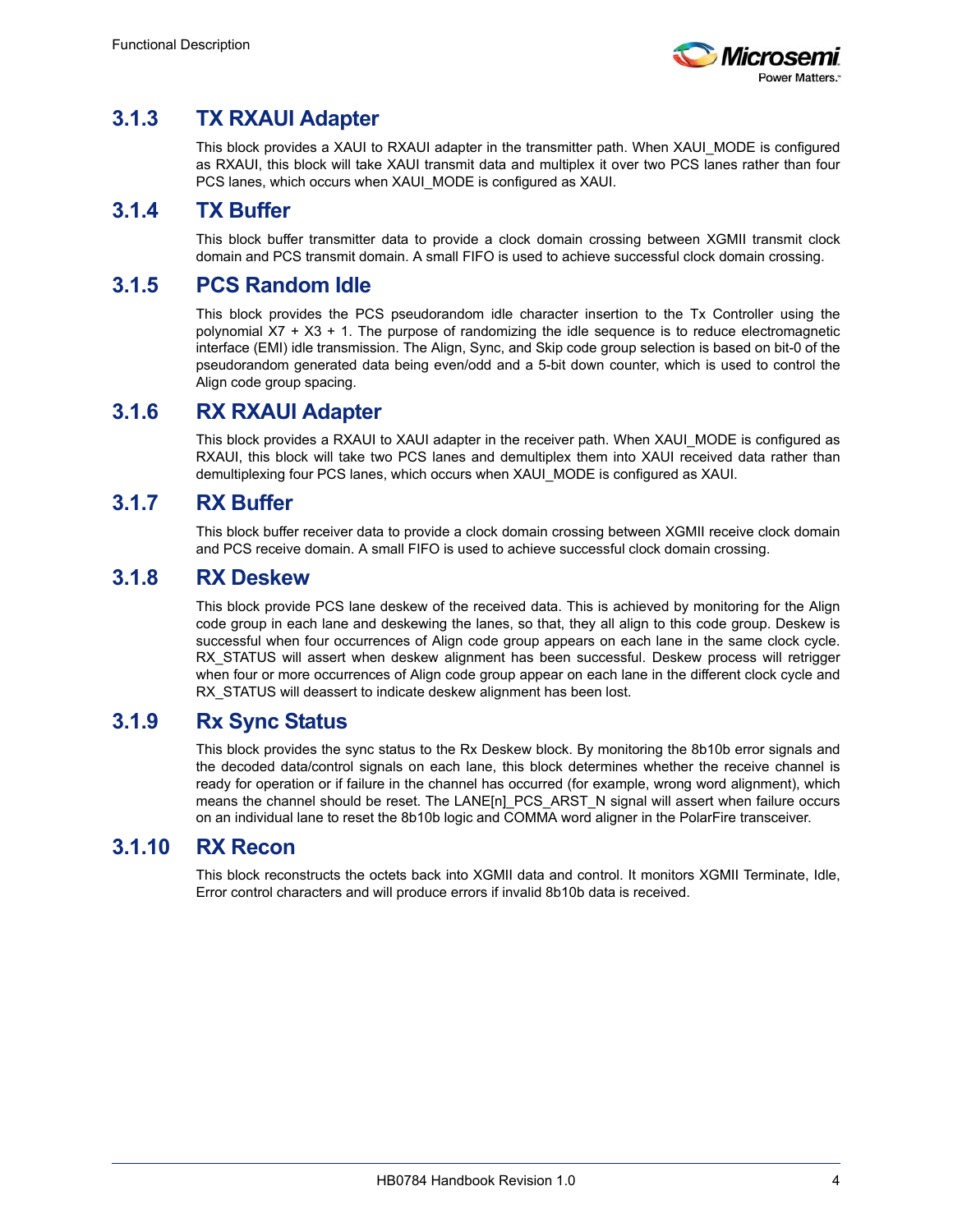### 3.1.3 TX RXAUI Adapter

This block provides a XAUI to RXAUI adapter in the transmitter path. When XAUI_MODE is configured as RXAUI, this block will take XAUI transmit data and multiplex it over two PCS lanes rather than four PCS lanes, which occurs when XAUI_MODE is configured as XAUI.

### 3.1.4 TX Buffer

This block buffer transmitter data to provide a clock domain crossing between XGMII transmit clock domain and PCS transmit domain. A small FIFO is used to achieve successful clock domain crossing.

### 3.1.5 PCS Random Idle

This block provides the PCS pseudorandom idle character insertion to the Tx Controller using the polynomial X7 + X3 + 1. The purpose of randomizing the idle sequence is to reduce electromagnetic interface (EMI) idle transmission. The Align, Sync, and Skip code group selection is based on bit-0 of the pseudorandom generated data being even/odd and a 5-bit down counter, which is used to control the Align code group spacing.

### 3.1.6 RX RXAUI Adapter

This block provides a RXAUI to XAUI adapter in the receiver path. When XAUI_MODE is configured as RXAUI, this block will take two PCS lanes and demultiplex them into XAUI received data rather than demultiplexing four PCS lanes, which occurs when XAUI_MODE is configured as XAUI.

### 3.1.7 RX Buffer

This block buffer receiver data to provide a clock domain crossing between XGMII receive clock domain and PCS receive domain. A small FIFO is used to achieve successful clock domain crossing.

### 3.1.8 RX Deskew

This block provide PCS lane deskew of the received data. This is achieved by monitoring for the Align code group in each lane and deskewing the lanes, so that, they all align to this code group. Deskew is successful when four occurrences of Align code group appears on each lane in the same clock cycle. RX_STATUS will assert when deskew alignment has been successful. Deskew process will retrigger when four or more occurrences of Align code group appear on each lane in the different clock cycle and RX_STATUS will deassert to indicate deskew alignment has been lost.

### 3.1.9 Rx Sync Status

This block provides the sync status to the Rx Deskew block. By monitoring the 8b10b error signals and the decoded data/control signals on each lane, this block determines whether the receive channel is ready for operation or if failure in the channel has occurred (for example, wrong word alignment), which means the channel should be reset. The LANE[n]_PCS_ARST_N signal will assert when failure occurs on an individual lane to reset the 8b10b logic and COMMA word aligner in the PolarFire transceiver.

### 3.1.10 RX Recon

This block reconstructs the octets back into XGMII data and control. It monitors XGMII Terminate, Idle, Error control characters and will produce errors if invalid 8b10b data is received.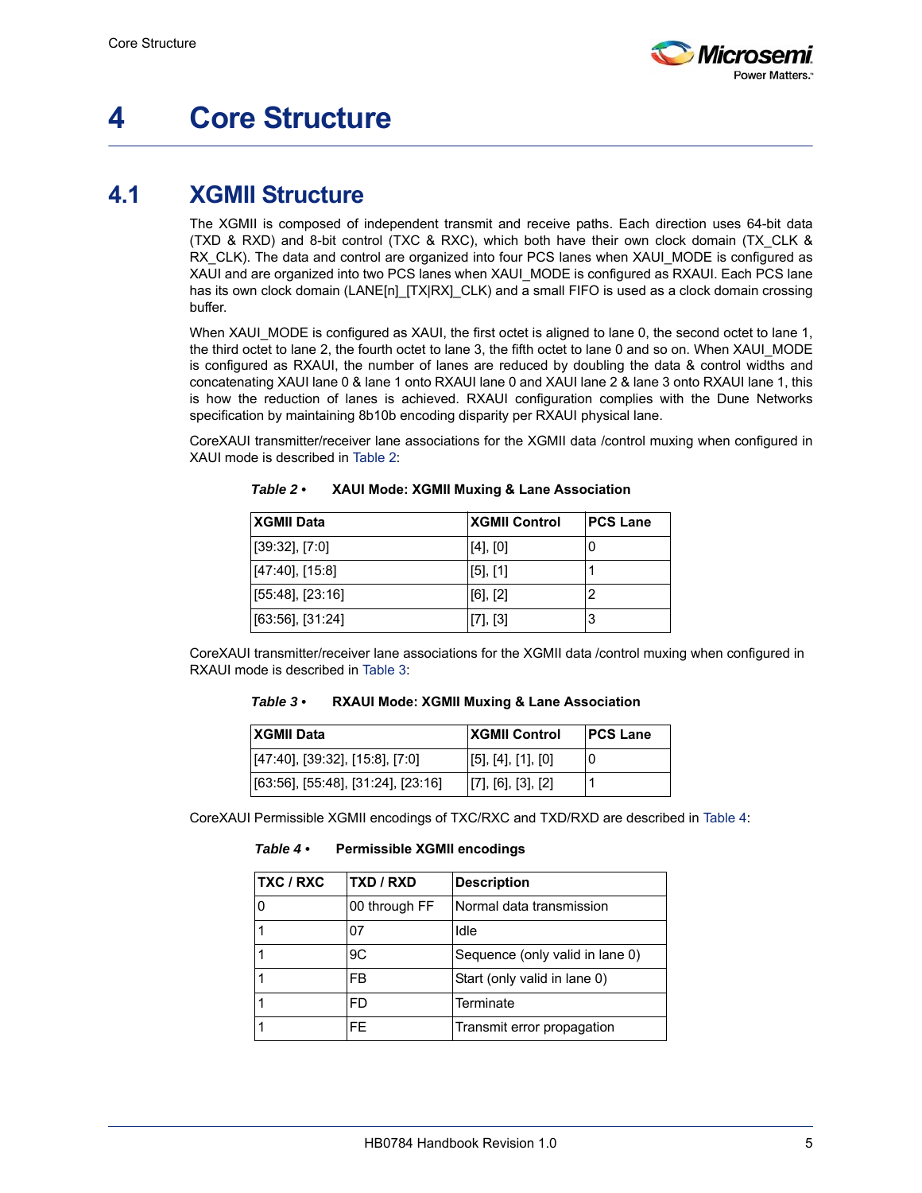# 4 Core Structure

## 4.1 XGMII Structure

The XGMII is composed of independent transmit and receive paths. Each direction uses 64-bit data (TXD & RXD) and 8-bit control (TXC & RXC), which both have their own clock domain (TX_CLK & RX_CLK). The data and control are organized into four PCS lanes when XAUI_MODE is configured as XAUI and are organized into two PCS lanes when XAUI_MODE is configured as RXAUI. Each PCS lane has its own clock domain (LANE[n]_[TX|RX]_CLK) and a small FIFO is used as a clock domain crossing buffer.

When XAUI_MODE is configured as XAUI, the first octet is aligned to lane 0, the second octet to lane 1, the third octet to lane 2, the fourth octet to lane 3, the fifth octet to lane 0 and so on. When XAUI_MODE is configured as RXAUI, the number of lanes are reduced by doubling the data & control widths and concatenating XAUI lane 0 & lane 1 onto RXAUI lane 0 and XAUI lane 2 & lane 3 onto RXAUI lane 1, this is how the reduction of lanes is achieved. RXAUI configuration complies with the Dune Networks specification by maintaining 8b10b encoding disparity per RXAUI physical lane.

CoreXAUI transmitter/receiver lane associations for the XGMII data /control muxing when configured in XAUI mode is described in Table 2:

***Table 2 •*** **XAUI Mode: XGMII Muxing & Lane Association**

| XGMII Data | XGMII Control | PCS Lane |
|---|---|---|
| [39:32], [7:0] | [4], [0] | 0 |
| [47:40], [15:8] | [5], [1] | 1 |
| [55:48], [23:16] | [6], [2] | 2 |
| [63:56], [31:24] | [7], [3] | 3 |

CoreXAUI transmitter/receiver lane associations for the XGMII data /control muxing when configured in RXAUI mode is described in Table 3:

***Table 3 •*** **RXAUI Mode: XGMII Muxing & Lane Association**

| XGMII Data | XGMII Control | PCS Lane |
|---|---|---|
| [47:40], [39:32], [15:8], [7:0] | [5], [4], [1], [0] | 0 |
| [63:56], [55:48], [31:24], [23:16] | [7], [6], [3], [2] | 1 |

CoreXAUI Permissible XGMII encodings of TXC/RXC and TXD/RXD are described in Table 4:

***Table 4 •*** **Permissible XGMII encodings**

| TXC / RXC | TXD / RXD | Description |
|---|---|---|
| 0 | 00 through FF | Normal data transmission |
| 1 | 07 | Idle |
| 1 | 9C | Sequence (only valid in lane 0) |
| 1 | FB | Start (only valid in lane 0) |
| 1 | FD | Terminate |
| 1 | FE | Transmit error propagation |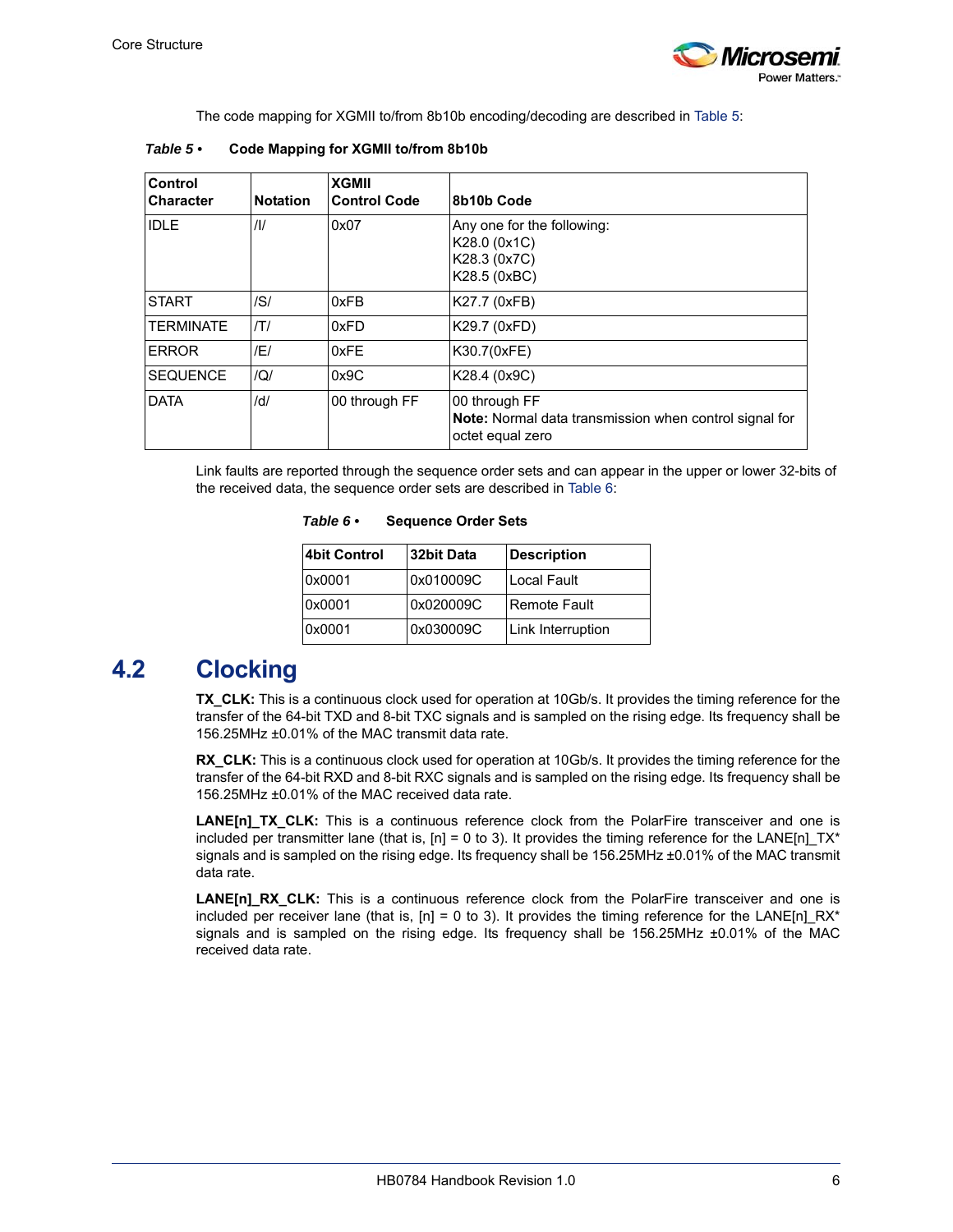The code mapping for XGMII to/from 8b10b encoding/decoding are described in Table 5:

*Table 5 •* **Code Mapping for XGMII to/from 8b10b**

| Control Character | Notation | XGMII Control Code | 8b10b Code |
|---|---|---|---|
| IDLE | /I/ | 0x07 | Any one for the following:<br>K28.0 (0x1C)<br>K28.3 (0x7C)<br>K28.5 (0xBC) |
| START | /S/ | 0xFB | K27.7 (0xFB) |
| TERMINATE | /T/ | 0xFD | K29.7 (0xFD) |
| ERROR | /E/ | 0xFE | K30.7(0xFE) |
| SEQUENCE | /Q/ | 0x9C | K28.4 (0x9C) |
| DATA | /d/ | 00 through FF | 00 through FF<br>**Note:** Normal data transmission when control signal for octet equal zero |

Link faults are reported through the sequence order sets and can appear in the upper or lower 32-bits of the received data, the sequence order sets are described in Table 6:

*Table 6 •* **Sequence Order Sets**

| 4bit Control | 32bit Data | Description |
|---|---|---|
| 0x0001 | 0x010009C | Local Fault |
| 0x0001 | 0x020009C | Remote Fault |
| 0x0001 | 0x030009C | Link Interruption |

## 4.2 Clocking

**TX_CLK:** This is a continuous clock used for operation at 10Gb/s. It provides the timing reference for the transfer of the 64-bit TXD and 8-bit TXC signals and is sampled on the rising edge. Its frequency shall be 156.25MHz ±0.01% of the MAC transmit data rate.

**RX_CLK:** This is a continuous clock used for operation at 10Gb/s. It provides the timing reference for the transfer of the 64-bit RXD and 8-bit RXC signals and is sampled on the rising edge. Its frequency shall be 156.25MHz ±0.01% of the MAC received data rate.

**LANE[n]_TX_CLK:** This is a continuous reference clock from the PolarFire transceiver and one is included per transmitter lane (that is, [n] = 0 to 3). It provides the timing reference for the LANE[n]_TX* signals and is sampled on the rising edge. Its frequency shall be 156.25MHz ±0.01% of the MAC transmit data rate.

**LANE[n]_RX_CLK:** This is a continuous reference clock from the PolarFire transceiver and one is included per receiver lane (that is, [n] = 0 to 3). It provides the timing reference for the LANE[n]_RX* signals and is sampled on the rising edge. Its frequency shall be 156.25MHz ±0.01% of the MAC received data rate.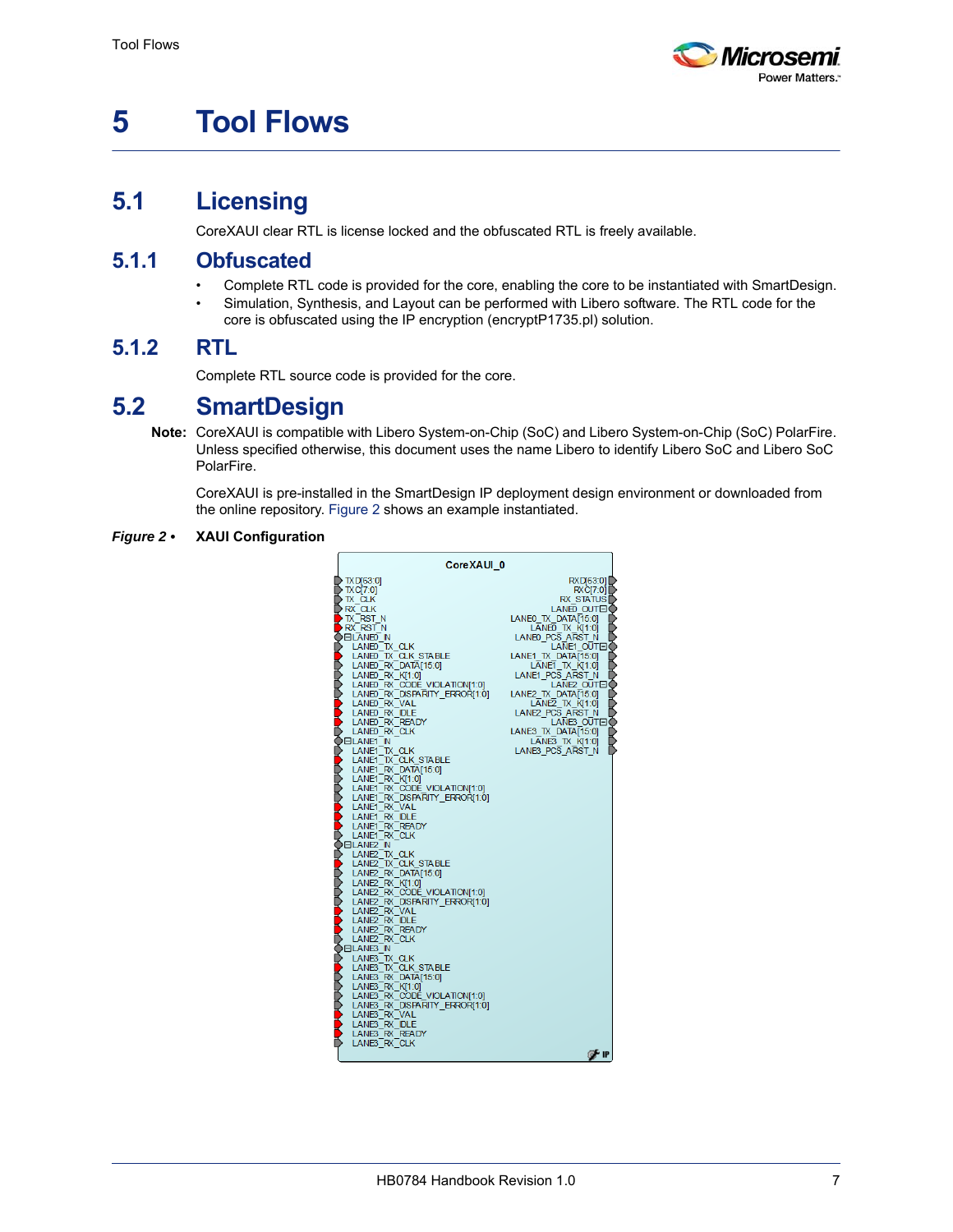# 5 Tool Flows

## 5.1 Licensing

CoreXAUI clear RTL is license locked and the obfuscated RTL is freely available.

### 5.1.1 Obfuscated

- Complete RTL code is provided for the core, enabling the core to be instantiated with SmartDesign.
- Simulation, Synthesis, and Layout can be performed with Libero software. The RTL code for the core is obfuscated using the IP encryption (encryptP1735.pl) solution.

### 5.1.2 RTL

Complete RTL source code is provided for the core.

## 5.2 SmartDesign

**Note:** CoreXAUI is compatible with Libero System-on-Chip (SoC) and Libero System-on-Chip (SoC) PolarFire. Unless specified otherwise, this document uses the name Libero to identify Libero SoC and Libero SoC PolarFire.

CoreXAUI is pre-installed in the SmartDesign IP deployment design environment or downloaded from the online repository. Figure 2 shows an example instantiated.

***Figure 2 •*** **XAUI Configuration**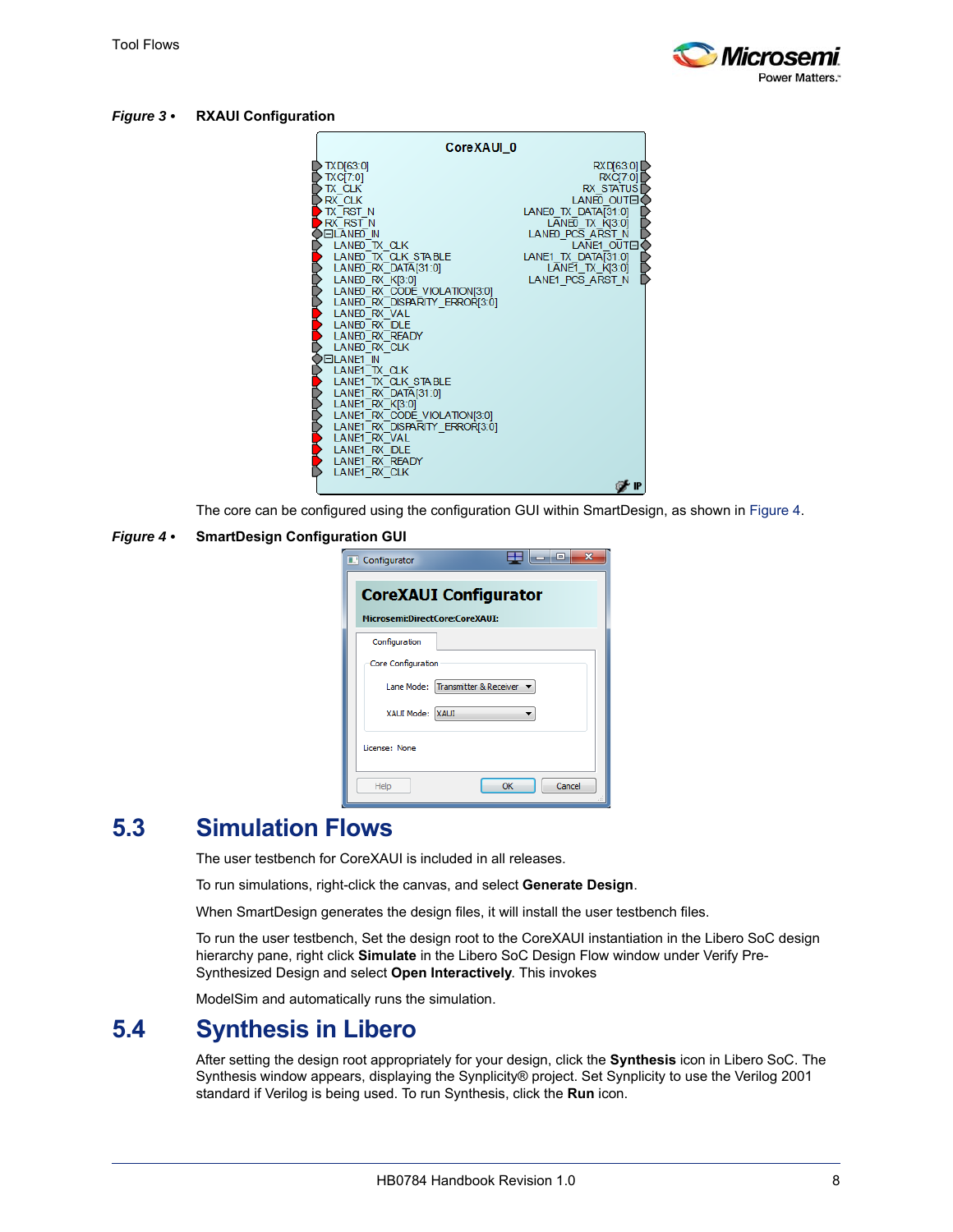*Figure 3 •* **RXAUI Configuration**

The core can be configured using the configuration GUI within SmartDesign, as shown in Figure 4.

*Figure 4 •* **SmartDesign Configuration GUI**

## 5.3 Simulation Flows

The user testbench for CoreXAUI is included in all releases.

To run simulations, right-click the canvas, and select **Generate Design**.

When SmartDesign generates the design files, it will install the user testbench files.

To run the user testbench, Set the design root to the CoreXAUI instantiation in the Libero SoC design hierarchy pane, right click **Simulate** in the Libero SoC Design Flow window under Verify Pre-Synthesized Design and select **Open Interactively**. This invokes

ModelSim and automatically runs the simulation.

## 5.4 Synthesis in Libero

After setting the design root appropriately for your design, click the **Synthesis** icon in Libero SoC. The Synthesis window appears, displaying the Synplicity® project. Set Synplicity to use the Verilog 2001 standard if Verilog is being used. To run Synthesis, click the **Run** icon.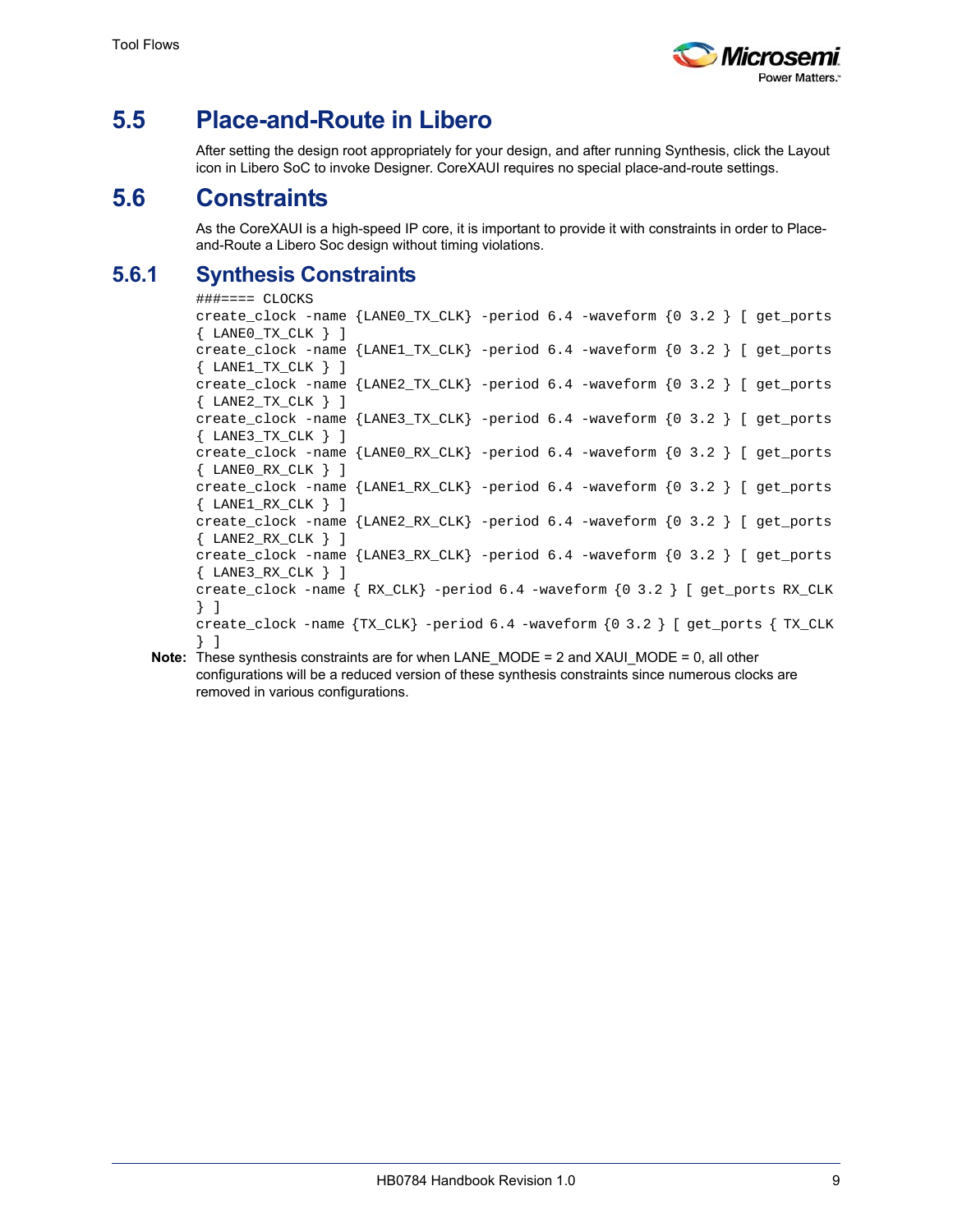## 5.5 Place-and-Route in Libero

After setting the design root appropriately for your design, and after running Synthesis, click the Layout icon in Libero SoC to invoke Designer. CoreXAUI requires no special place-and-route settings.

## 5.6 Constraints

As the CoreXAUI is a high-speed IP core, it is important to provide it with constraints in order to Place-and-Route a Libero Soc design without timing violations.

### 5.6.1 Synthesis Constraints

```
###==== CLOCKS
create_clock -name {LANE0_TX_CLK} -period 6.4 -waveform {0 3.2 } [ get_ports
{ LANE0_TX_CLK } ]
create_clock -name {LANE1_TX_CLK} -period 6.4 -waveform {0 3.2 } [ get_ports
{ LANE1_TX_CLK } ]
create_clock -name {LANE2_TX_CLK} -period 6.4 -waveform {0 3.2 } [ get_ports
{ LANE2_TX_CLK } ]
create_clock -name {LANE3_TX_CLK} -period 6.4 -waveform {0 3.2 } [ get_ports
{ LANE3_TX_CLK } ]
create_clock -name {LANE0_RX_CLK} -period 6.4 -waveform {0 3.2 } [ get_ports
{ LANE0_RX_CLK } ]
create_clock -name {LANE1_RX_CLK} -period 6.4 -waveform {0 3.2 } [ get_ports
{ LANE1_RX_CLK } ]
create_clock -name {LANE2_RX_CLK} -period 6.4 -waveform {0 3.2 } [ get_ports
{ LANE2_RX_CLK } ]
create_clock -name {LANE3_RX_CLK} -period 6.4 -waveform {0 3.2 } [ get_ports
{ LANE3_RX_CLK } ]
create_clock -name { RX_CLK} -period 6.4 -waveform {0 3.2 } [ get_ports RX_CLK
} ]
create_clock -name {TX_CLK} -period 6.4 -waveform {0 3.2 } [ get_ports { TX_CLK
} ]
```

**Note:** These synthesis constraints are for when LANE_MODE = 2 and XAUI_MODE = 0, all other configurations will be a reduced version of these synthesis constraints since numerous clocks are removed in various configurations.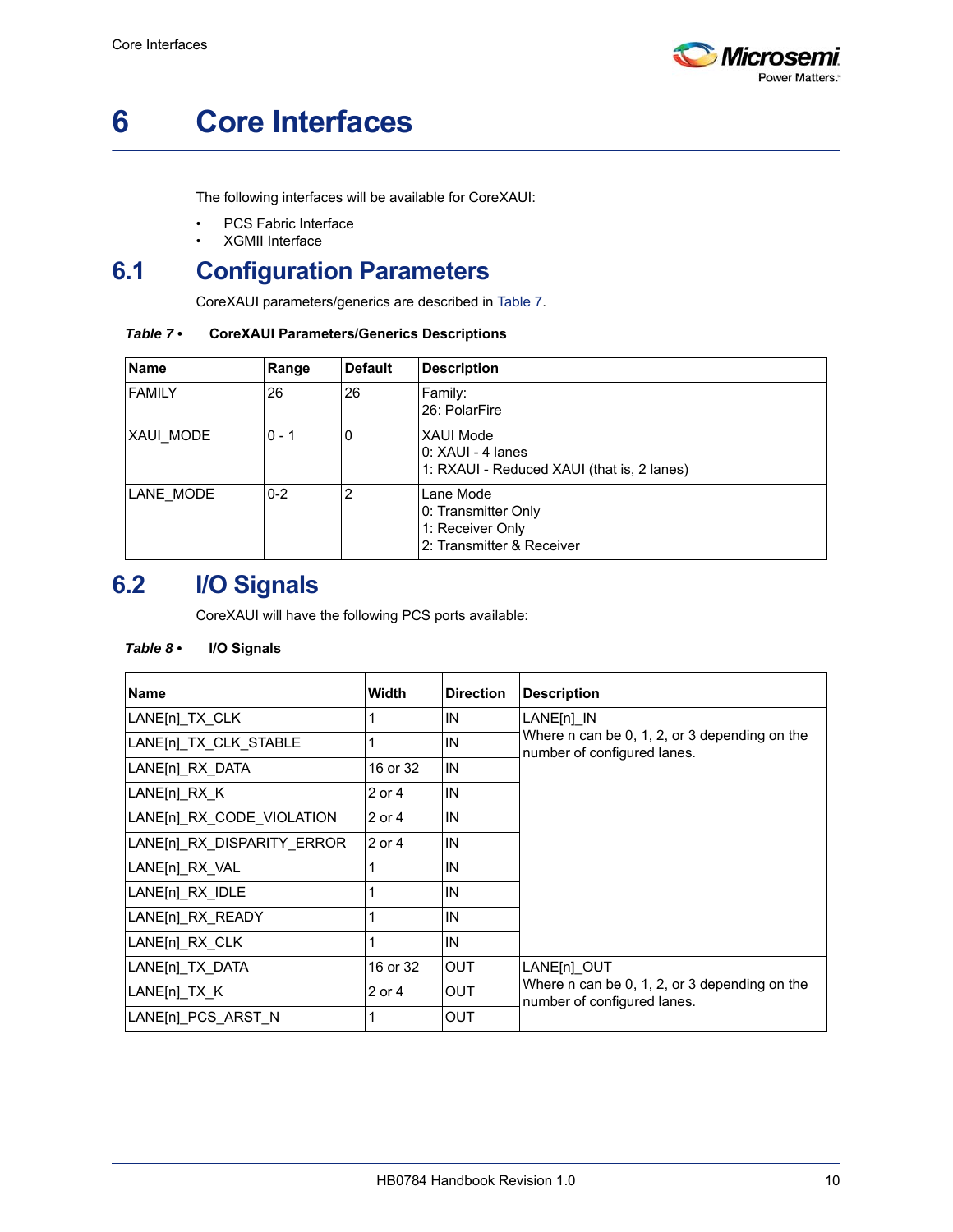# 6 Core Interfaces

The following interfaces will be available for CoreXAUI:

- PCS Fabric Interface
- XGMII Interface

## 6.1 Configuration Parameters

CoreXAUI parameters/generics are described in Table 7.

***Table 7 •*** **CoreXAUI Parameters/Generics Descriptions**

| Name | Range | Default | Description |
|---|---|---|---|
| FAMILY | 26 | 26 | Family:<br>26: PolarFire |
| XAUI_MODE | 0 - 1 | 0 | XAUI Mode<br>0: XAUI - 4 lanes<br>1: RXAUI - Reduced XAUI (that is, 2 lanes) |
| LANE_MODE | 0-2 | 2 | Lane Mode<br>0: Transmitter Only<br>1: Receiver Only<br>2: Transmitter & Receiver |

## 6.2 I/O Signals

CoreXAUI will have the following PCS ports available:

***Table 8 •*** **I/O Signals**

| Name | Width | Direction | Description |
|---|---|---|---|
| LANE[n]_TX_CLK | 1 | IN | LANE[n]_IN<br>Where n can be 0, 1, 2, or 3 depending on the number of configured lanes. |
| LANE[n]_TX_CLK_STABLE | 1 | IN | |
| LANE[n]_RX_DATA | 16 or 32 | IN | |
| LANE[n]_RX_K | 2 or 4 | IN | |
| LANE[n]_RX_CODE_VIOLATION | 2 or 4 | IN | |
| LANE[n]_RX_DISPARITY_ERROR | 2 or 4 | IN | |
| LANE[n]_RX_VAL | 1 | IN | |
| LANE[n]_RX_IDLE | 1 | IN | |
| LANE[n]_RX_READY | 1 | IN | |
| LANE[n]_RX_CLK | 1 | IN | |
| LANE[n]_TX_DATA | 16 or 32 | OUT | LANE[n]_OUT<br>Where n can be 0, 1, 2, or 3 depending on the number of configured lanes. |
| LANE[n]_TX_K | 2 or 4 | OUT | |
| LANE[n]_PCS_ARST_N | 1 | OUT | |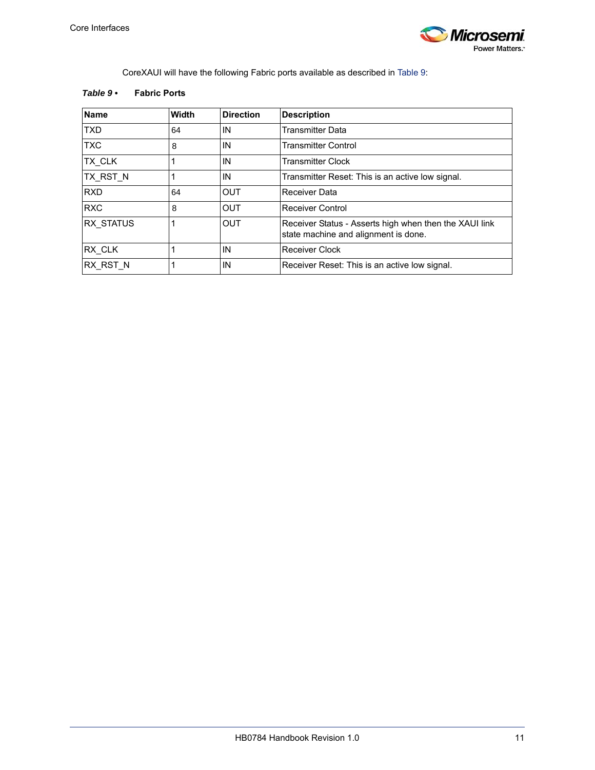CoreXAUI will have the following Fabric ports available as described in Table 9:

***Table 9 •*** **Fabric Ports**

| Name | Width | Direction | Description |
|---|---|---|---|
| TXD | 64 | IN | Transmitter Data |
| TXC | 8 | IN | Transmitter Control |
| TX_CLK | 1 | IN | Transmitter Clock |
| TX_RST_N | 1 | IN | Transmitter Reset: This is an active low signal. |
| RXD | 64 | OUT | Receiver Data |
| RXC | 8 | OUT | Receiver Control |
| RX_STATUS | 1 | OUT | Receiver Status - Asserts high when then the XAUI link state machine and alignment is done. |
| RX_CLK | 1 | IN | Receiver Clock |
| RX_RST_N | 1 | IN | Receiver Reset: This is an active low signal. |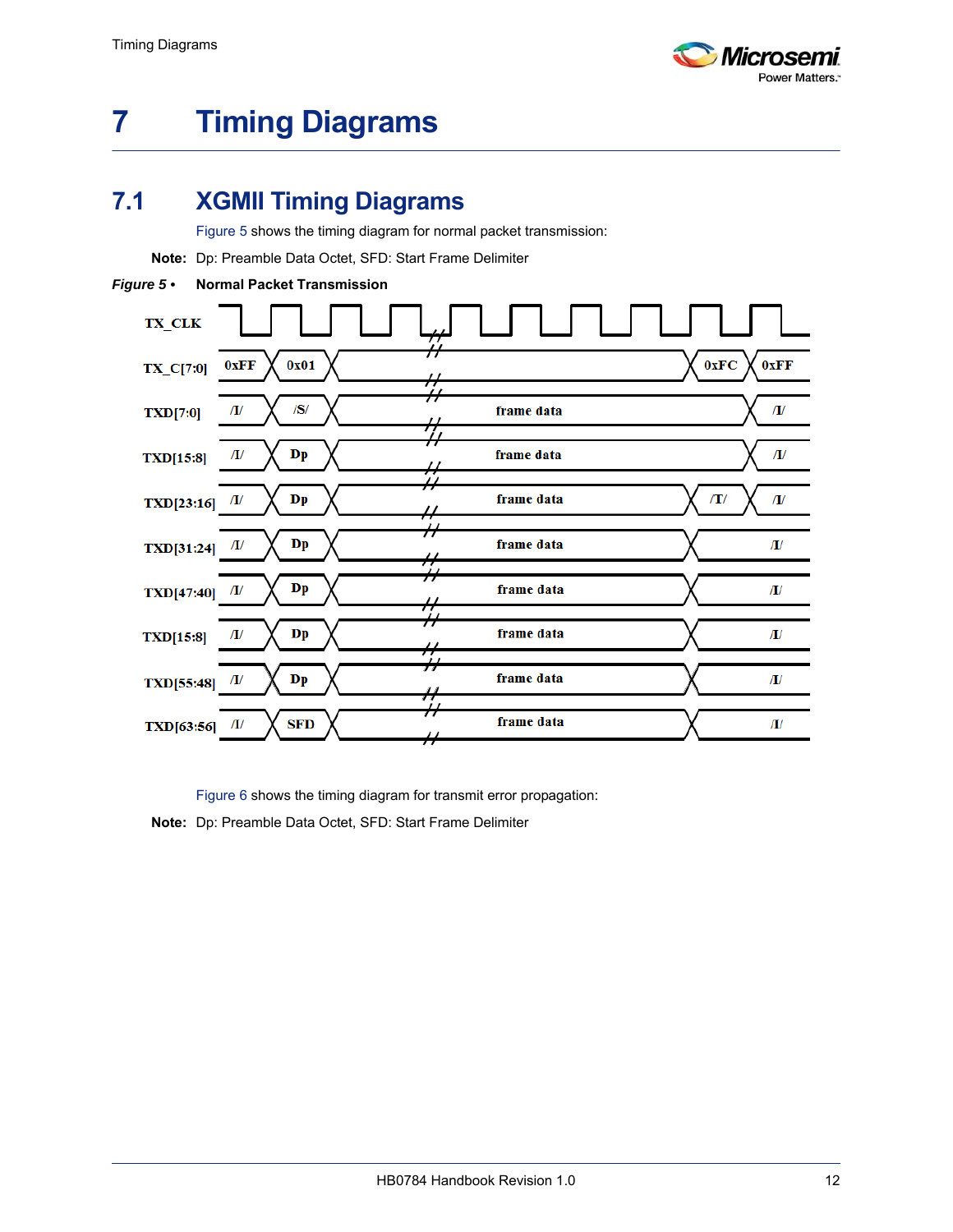# 7 Timing Diagrams

## 7.1 XGMII Timing Diagrams

Figure 5 shows the timing diagram for normal packet transmission:

**Note:** Dp: Preamble Data Octet, SFD: Start Frame Delimiter

***Figure 5 •*** **Normal Packet Transmission**

Figure 6 shows the timing diagram for transmit error propagation:

**Note:** Dp: Preamble Data Octet, SFD: Start Frame Delimiter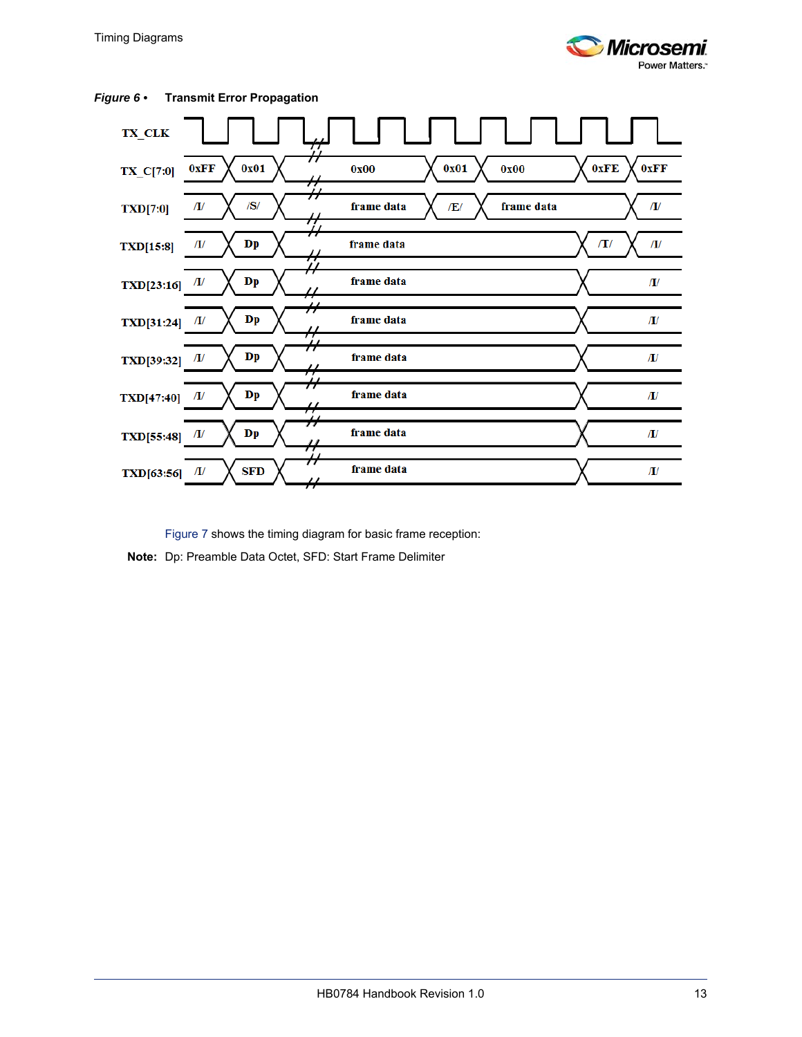*Figure 6 •* **Transmit Error Propagation**

| Signal | | | | | | | |
|---|---|---|---|---|---|---|---|
| TX_C[7:0] | 0xFF | 0x01 | 0x00 | 0x01 | 0x00 | 0xFE | 0xFF |
| TXD[7:0] | /I/ | /S/ | frame data | /E/ | frame data | | /I/ |
| TXD[15:8] | /I/ | Dp | frame data | | | /T/ | /I/ |
| TXD[23:16] | /I/ | Dp | frame data | | | | /I/ |
| TXD[31:24] | /I/ | Dp | frame data | | | | /I/ |
| TXD[39:32] | /I/ | Dp | frame data | | | | /I/ |
| TXD[47:40] | /I/ | Dp | frame data | | | | /I/ |
| TXD[55:48] | /I/ | Dp | frame data | | | | /I/ |
| TXD[63:56] | /I/ | SFD | frame data | | | | /I/ |

Figure 7 shows the timing diagram for basic frame reception:

**Note:** Dp: Preamble Data Octet, SFD: Start Frame Delimiter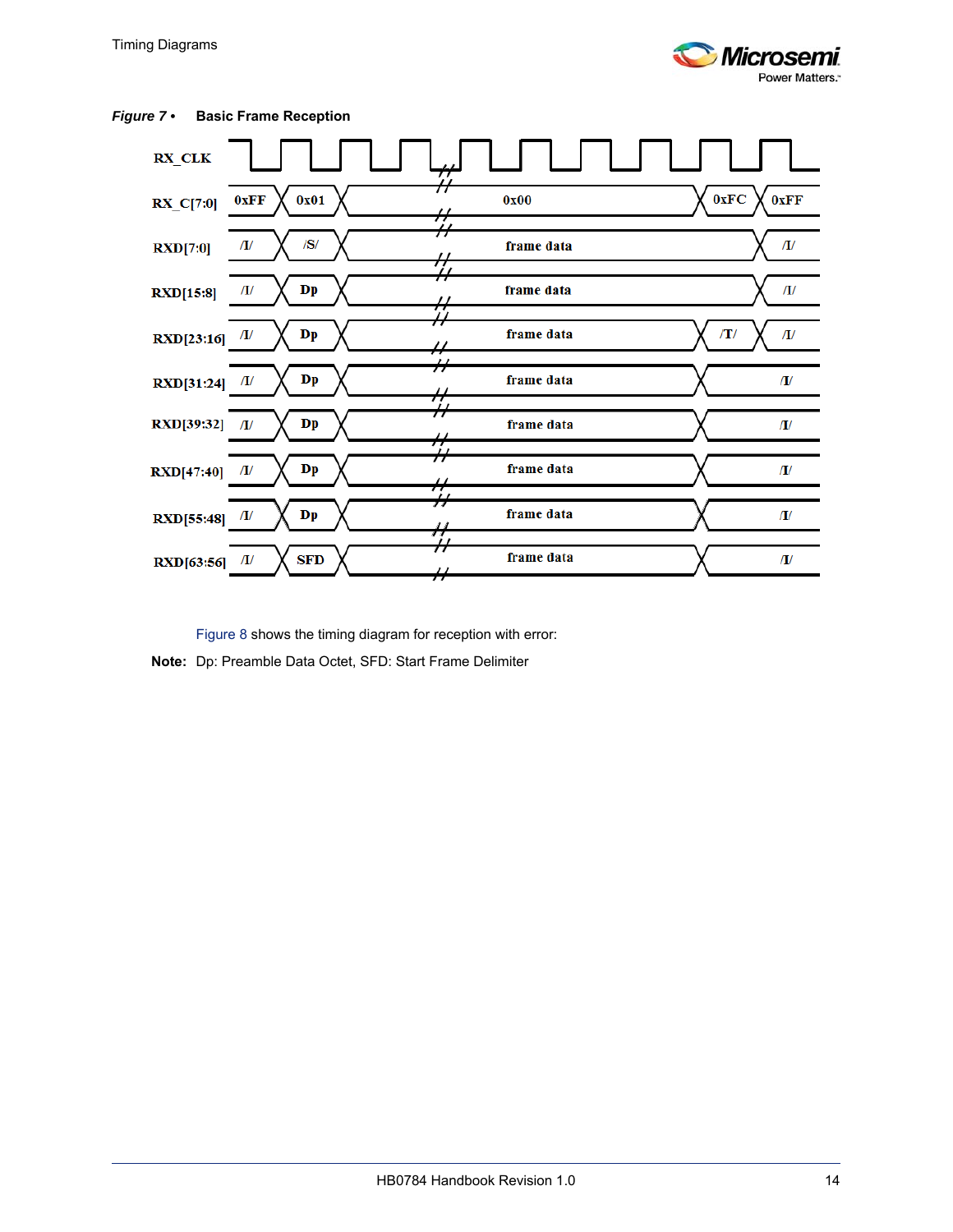*Figure 7 •* **Basic Frame Reception**

| Signal | | | | | |
|---|---|---|---|---|---|
| RX_CLK | | | | | |
| RX_C[7:0] | 0xFF | 0x01 | 0x00 | 0xFC | 0xFF |
| RXD[7:0] | /I/ | /S/ | frame data | | /I/ |
| RXD[15:8] | /I/ | Dp | frame data | | /I/ |
| RXD[23:16] | /I/ | Dp | frame data | /T/ | /I/ |
| RXD[31:24] | /I/ | Dp | frame data | /I/ | |
| RXD[39:32] | /I/ | Dp | frame data | /I/ | |
| RXD[47:40] | /I/ | Dp | frame data | /I/ | |
| RXD[55:48] | /I/ | Dp | frame data | /I/ | |
| RXD[63:56] | /I/ | SFD | frame data | /I/ | |

Figure 8 shows the timing diagram for reception with error:

**Note:** Dp: Preamble Data Octet, SFD: Start Frame Delimiter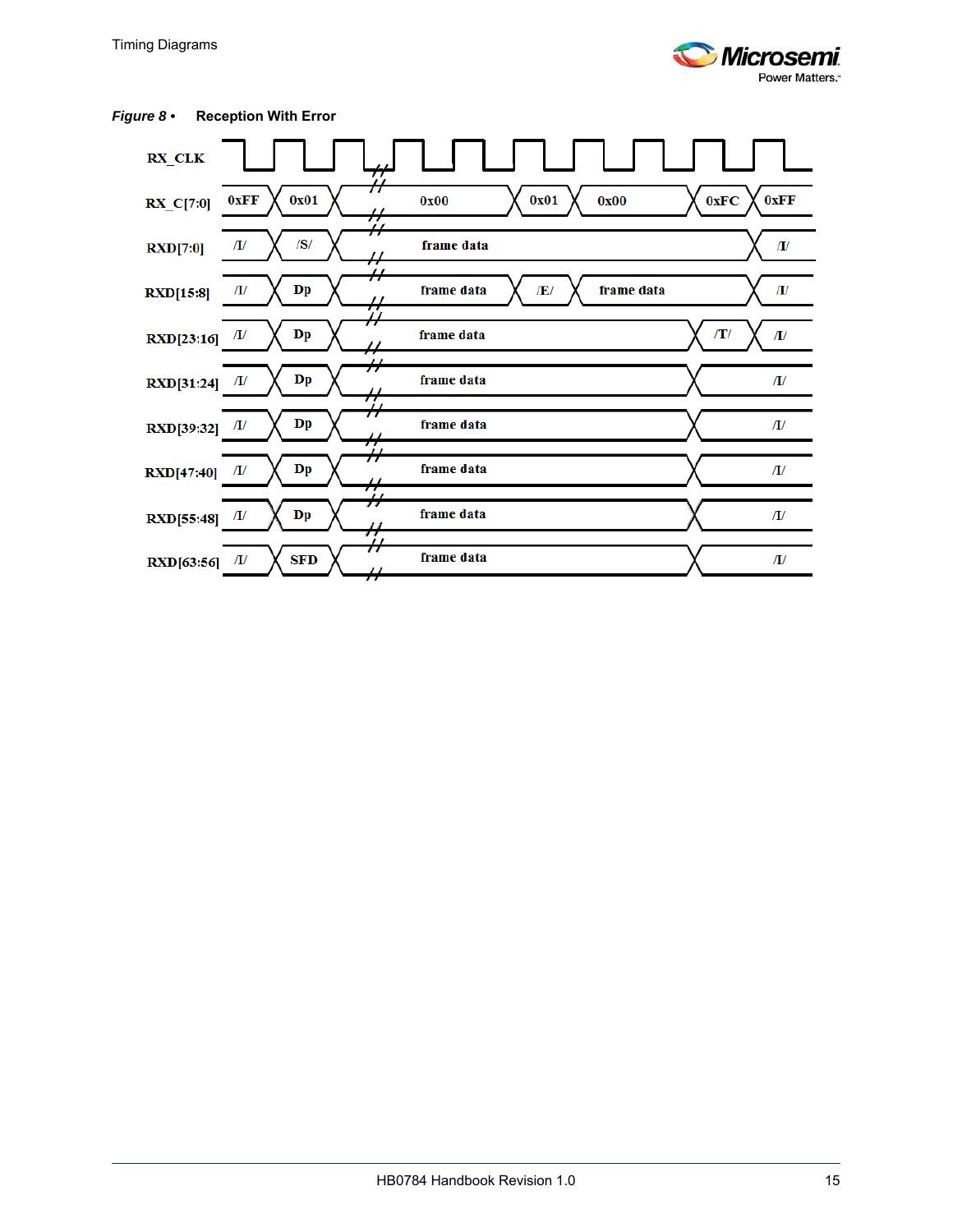*Figure 8 •* **Reception With Error**

| RX_CLK | | | | | | | |
|---|---|---|---|---|---|---|---|
| RX_C[7:0] | 0xFF | 0x01 | 0x00 | 0x01 | 0x00 | 0xFC | 0xFF |
| RXD[7:0] | /I/ | /S/ | frame data | | | | /I/ |
| RXD[15:8] | /I/ | Dp | frame data | /E/ | frame data | | /I/ |
| RXD[23:16] | /I/ | Dp | frame data | | | /T/ | /I/ |
| RXD[31:24] | /I/ | Dp | frame data | | | /I/ | |
| RXD[39:32] | /I/ | Dp | frame data | | | /I/ | |
| RXD[47:40] | /I/ | Dp | frame data | | | /I/ | |
| RXD[55:48] | /I/ | Dp | frame data | | | /I/ | |
| RXD[63:56] | /I/ | SFD | frame data | | | /I/ | |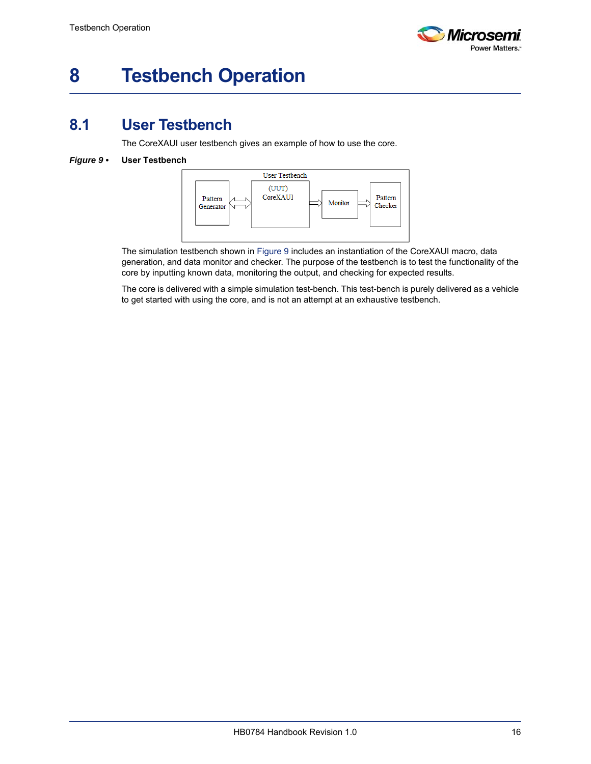# 8 Testbench Operation

## 8.1 User Testbench

The CoreXAUI user testbench gives an example of how to use the core.

***Figure 9 •*** **User Testbench**

The simulation testbench shown in Figure 9 includes an instantiation of the CoreXAUI macro, data generation, and data monitor and checker. The purpose of the testbench is to test the functionality of the core by inputting known data, monitoring the output, and checking for expected results.

The core is delivered with a simple simulation test-bench. This test-bench is purely delivered as a vehicle to get started with using the core, and is not an attempt at an exhaustive testbench.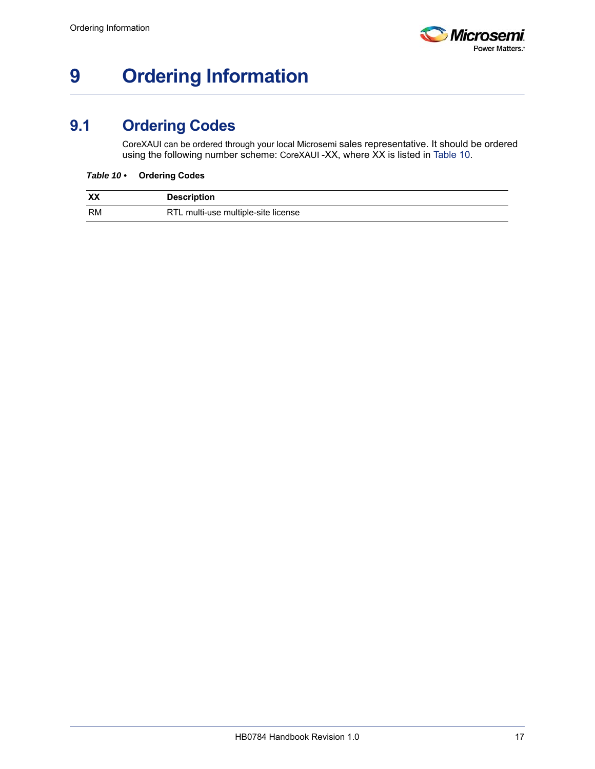# 9 Ordering Information

## 9.1 Ordering Codes

CoreXAUI can be ordered through your local Microsemi sales representative. It should be ordered using the following number scheme: CoreXAUI -XX, where XX is listed in Table 10.

*Table 10 •* **Ordering Codes**

| XX | Description |
|---|---|
| RM | RTL multi-use multiple-site license |